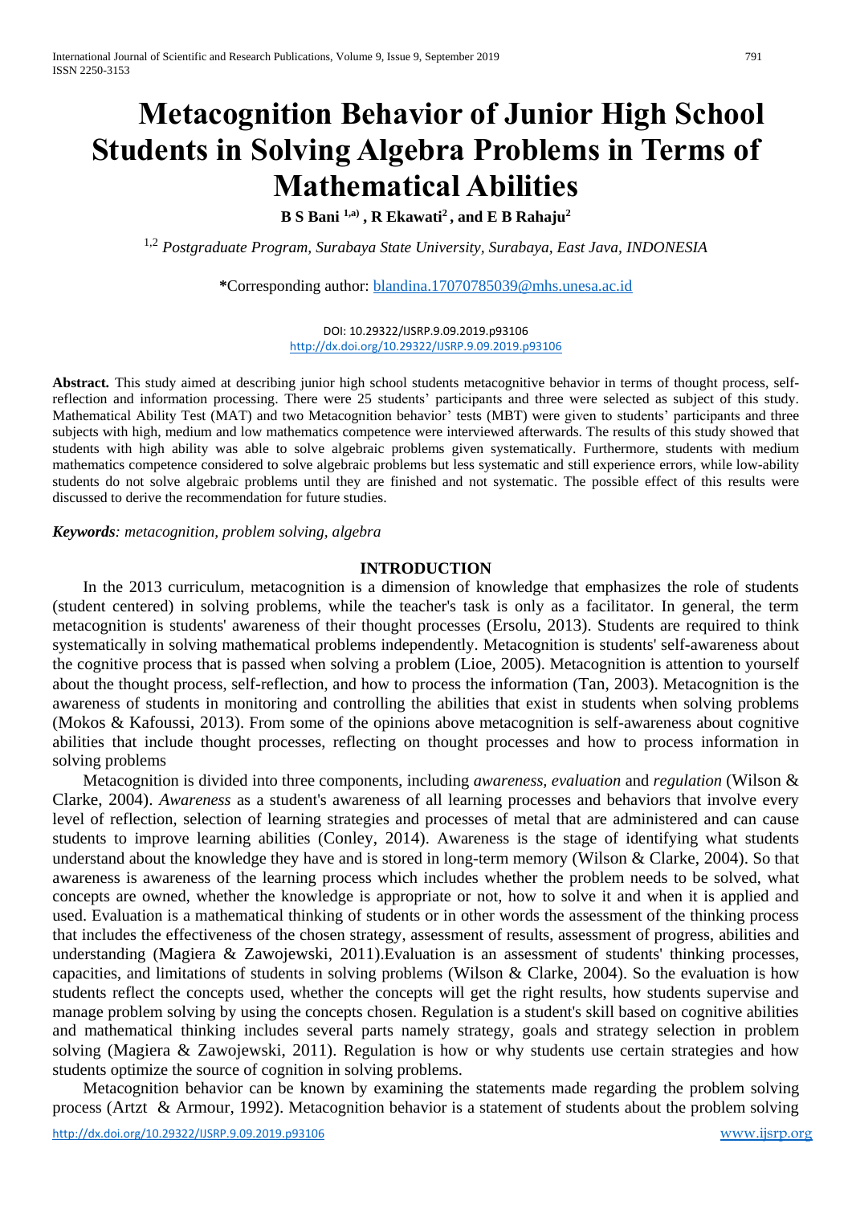# Metacognition Behavior of Junior High School Students in Solving Algebra Problems in Terms of Mathematical Abilities

**B S Bani [1,a)] , R Ekawati[2] , and E B Rahaju[2]**

[1,2] *Postgraduate Program, Surabaya State University, Surabaya, East Java, INDONESIA*

**\***Corresponding author: blandina.17070785039@mhs.unesa.ac.id

DOI: 10.29322/IJSRP.9.09.2019.p93106
http://dx.doi.org/10.29322/IJSRP.9.09.2019.p93106

**Abstract.** This study aimed at describing junior high school students metacognitive behavior in terms of thought process, self-reflection and information processing. There were 25 students' participants and three were selected as subject of this study. Mathematical Ability Test (MAT) and two Metacognition behavior' tests (MBT) were given to students' participants and three subjects with high, medium and low mathematics competence were interviewed afterwards. The results of this study showed that students with high ability was able to solve algebraic problems given systematically. Furthermore, students with medium mathematics competence considered to solve algebraic problems but less systematic and still experience errors, while low-ability students do not solve algebraic problems until they are finished and not systematic. The possible effect of this results were discussed to derive the recommendation for future studies.

***Keywords**: metacognition, problem solving, algebra*

## INTRODUCTION

In the 2013 curriculum, metacognition is a dimension of knowledge that emphasizes the role of students (student centered) in solving problems, while the teacher's task is only as a facilitator. In general, the term metacognition is students' awareness of their thought processes (Ersolu, 2013). Students are required to think systematically in solving mathematical problems independently. Metacognition is students' self-awareness about the cognitive process that is passed when solving a problem (Lioe, 2005). Metacognition is attention to yourself about the thought process, self-reflection, and how to process the information (Tan, 2003). Metacognition is the awareness of students in monitoring and controlling the abilities that exist in students when solving problems (Mokos & Kafoussi, 2013). From some of the opinions above metacognition is self-awareness about cognitive abilities that include thought processes, reflecting on thought processes and how to process information in solving problems

Metacognition is divided into three components, including *awareness, evaluation* and *regulation* (Wilson & Clarke, 2004). *Awareness* as a student's awareness of all learning processes and behaviors that involve every level of reflection, selection of learning strategies and processes of metal that are administered and can cause students to improve learning abilities (Conley, 2014). Awareness is the stage of identifying what students understand about the knowledge they have and is stored in long-term memory (Wilson & Clarke, 2004). So that awareness is awareness of the learning process which includes whether the problem needs to be solved, what concepts are owned, whether the knowledge is appropriate or not, how to solve it and when it is applied and used. Evaluation is a mathematical thinking of students or in other words the assessment of the thinking process that includes the effectiveness of the chosen strategy, assessment of results, assessment of progress, abilities and understanding (Magiera & Zawojewski, 2011).Evaluation is an assessment of students' thinking processes, capacities, and limitations of students in solving problems (Wilson & Clarke, 2004). So the evaluation is how students reflect the concepts used, whether the concepts will get the right results, how students supervise and manage problem solving by using the concepts chosen. Regulation is a student's skill based on cognitive abilities and mathematical thinking includes several parts namely strategy, goals and strategy selection in problem solving (Magiera & Zawojewski, 2011). Regulation is how or why students use certain strategies and how students optimize the source of cognition in solving problems.

Metacognition behavior can be known by examining the statements made regarding the problem solving process (Artzt & Armour, 1992). Metacognition behavior is a statement of students about the problem solving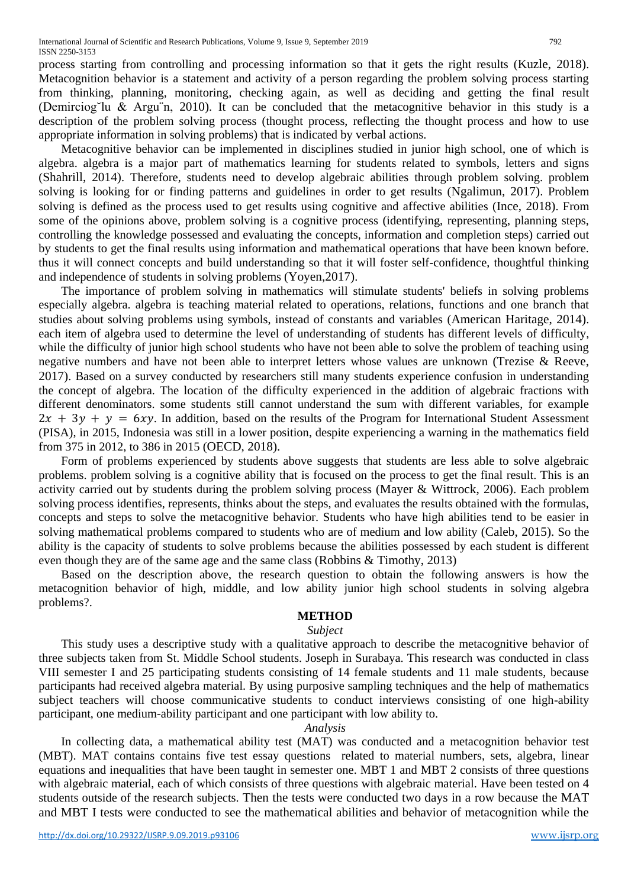process starting from controlling and processing information so that it gets the right results (Kuzle, 2018). Metacognition behavior is a statement and activity of a person regarding the problem solving process starting from thinking, planning, monitoring, checking again, as well as deciding and getting the final result (Demirciog˘lu & Argu¨n, 2010). It can be concluded that the metacognitive behavior in this study is a description of the problem solving process (thought process, reflecting the thought process and how to use appropriate information in solving problems) that is indicated by verbal actions.

Metacognitive behavior can be implemented in disciplines studied in junior high school, one of which is algebra. algebra is a major part of mathematics learning for students related to symbols, letters and signs (Shahrill, 2014). Therefore, students need to develop algebraic abilities through problem solving. problem solving is looking for or finding patterns and guidelines in order to get results (Ngalimun, 2017). Problem solving is defined as the process used to get results using cognitive and affective abilities (Ince, 2018). From some of the opinions above, problem solving is a cognitive process (identifying, representing, planning steps, controlling the knowledge possessed and evaluating the concepts, information and completion steps) carried out by students to get the final results using information and mathematical operations that have been known before. thus it will connect concepts and build understanding so that it will foster self-confidence, thoughtful thinking and independence of students in solving problems (Yoyen,2017).

The importance of problem solving in mathematics will stimulate students' beliefs in solving problems especially algebra. algebra is teaching material related to operations, relations, functions and one branch that studies about solving problems using symbols, instead of constants and variables (American Haritage, 2014). each item of algebra used to determine the level of understanding of students has different levels of difficulty, while the difficulty of junior high school students who have not been able to solve the problem of teaching using negative numbers and have not been able to interpret letters whose values are unknown (Trezise & Reeve, 2017). Based on a survey conducted by researchers still many students experience confusion in understanding the concept of algebra. The location of the difficulty experienced in the addition of algebraic fractions with different denominators. some students still cannot understand the sum with different variables, for example $2x + 3y + y = 6xy$. In addition, based on the results of the Program for International Student Assessment (PISA), in 2015, Indonesia was still in a lower position, despite experiencing a warning in the mathematics field from 375 in 2012, to 386 in 2015 (OECD, 2018).

Form of problems experienced by students above suggests that students are less able to solve algebraic problems. problem solving is a cognitive ability that is focused on the process to get the final result. This is an activity carried out by students during the problem solving process (Mayer & Wittrock, 2006). Each problem solving process identifies, represents, thinks about the steps, and evaluates the results obtained with the formulas, concepts and steps to solve the metacognitive behavior. Students who have high abilities tend to be easier in solving mathematical problems compared to students who are of medium and low ability (Caleb, 2015). So the ability is the capacity of students to solve problems because the abilities possessed by each student is different even though they are of the same age and the same class (Robbins & Timothy, 2013)

Based on the description above, the research question to obtain the following answers is how the metacognition behavior of high, middle, and low ability junior high school students in solving algebra problems?.

## METHOD

### *Subject*

This study uses a descriptive study with a qualitative approach to describe the metacognitive behavior of three subjects taken from St. Middle School students. Joseph in Surabaya. This research was conducted in class VIII semester I and 25 participating students consisting of 14 female students and 11 male students, because participants had received algebra material. By using purposive sampling techniques and the help of mathematics subject teachers will choose communicative students to conduct interviews consisting of one high-ability participant, one medium-ability participant and one participant with low ability to.

### *Analysis*

In collecting data, a mathematical ability test (MAT) was conducted and a metacognition behavior test (MBT). MAT contains contains five test essay questions related to material numbers, sets, algebra, linear equations and inequalities that have been taught in semester one. MBT 1 and MBT 2 consists of three questions with algebraic material, each of which consists of three questions with algebraic material. Have been tested on 4 students outside of the research subjects. Then the tests were conducted two days in a row because the MAT and MBT I tests were conducted to see the mathematical abilities and behavior of metacognition while the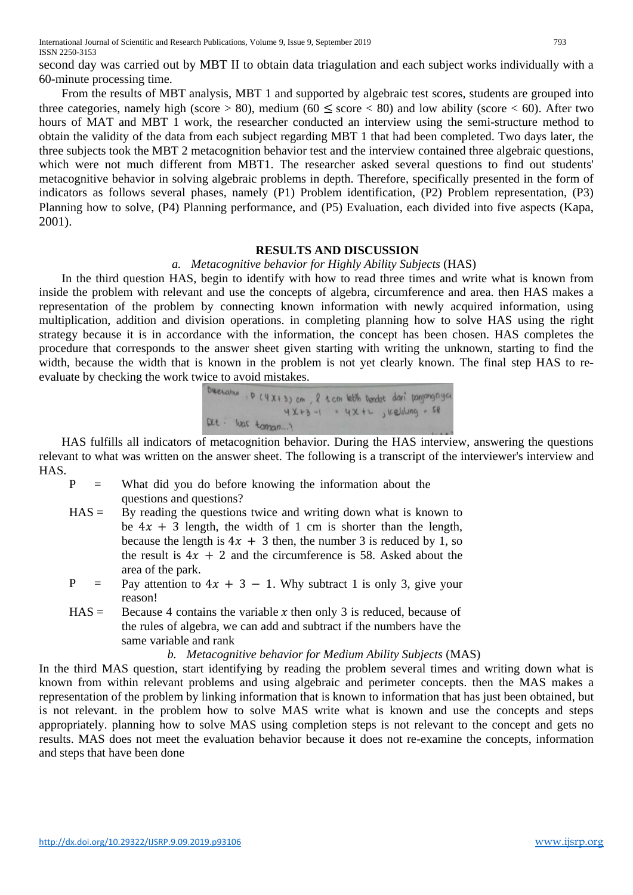second day was carried out by MBT II to obtain data triagulation and each subject works individually with a 60-minute processing time.

From the results of MBT analysis, MBT 1 and supported by algebraic test scores, students are grouped into three categories, namely high (score > 80), medium (60 ≤ score < 80) and low ability (score < 60). After two hours of MAT and MBT 1 work, the researcher conducted an interview using the semi-structure method to obtain the validity of the data from each subject regarding MBT 1 that had been completed. Two days later, the three subjects took the MBT 2 metacognition behavior test and the interview contained three algebraic questions, which were not much different from MBT1. The researcher asked several questions to find out students' metacognitive behavior in solving algebraic problems in depth. Therefore, specifically presented in the form of indicators as follows several phases, namely (P1) Problem identification, (P2) Problem representation, (P3) Planning how to solve, (P4) Planning performance, and (P5) Evaluation, each divided into five aspects (Kapa, 2001).

## RESULTS AND DISCUSSION

### a. *Metacognitive behavior for Highly Ability Subjects* (HAS)

In the third question HAS, begin to identify with how to read three times and write what is known from inside the problem with relevant and use the concepts of algebra, circumference and area. then HAS makes a representation of the problem by connecting known information with newly acquired information, using multiplication, addition and division operations. in completing planning how to solve HAS using the right strategy because it is in accordance with the information, the concept has been chosen. HAS completes the procedure that corresponds to the answer sheet given starting with writing the unknown, starting to find the width, because the width that is known in the problem is not yet clearly known. The final step HAS to re-evaluate by checking the work twice to avoid mistakes.

Diketahui : P (4x+3) cm , l 1 cm lebih pendek dari panjangnya 4x+3 -1 = 4x+2 , keliling = 58
Dit : luas taman...?

HAS fulfills all indicators of metacognition behavior. During the HAS interview, answering the questions relevant to what was written on the answer sheet. The following is a transcript of the interviewer's interview and HAS.

P = What did you do before knowing the information about the questions and questions?

HAS = By reading the questions twice and writing down what is known to be $4x + 3$ length, the width of 1 cm is shorter than the length, because the length is $4x + 3$ then, the number 3 is reduced by 1, so the result is $4x + 2$ and the circumference is 58. Asked about the area of the park.

P = Pay attention to $4x + 3 - 1$. Why subtract 1 is only 3, give your reason!

HAS = Because 4 contains the variable $x$ then only 3 is reduced, because of the rules of algebra, we can add and subtract if the numbers have the same variable and rank

### b. *Metacognitive behavior for Medium Ability Subjects* (MAS)

In the third MAS question, start identifying by reading the problem several times and writing down what is known from within relevant problems and using algebraic and perimeter concepts. then the MAS makes a representation of the problem by linking information that is known to information that has just been obtained, but is not relevant. in the problem how to solve MAS write what is known and use the concepts and steps appropriately. planning how to solve MAS using completion steps is not relevant to the concept and gets no results. MAS does not meet the evaluation behavior because it does not re-examine the concepts, information and steps that have been done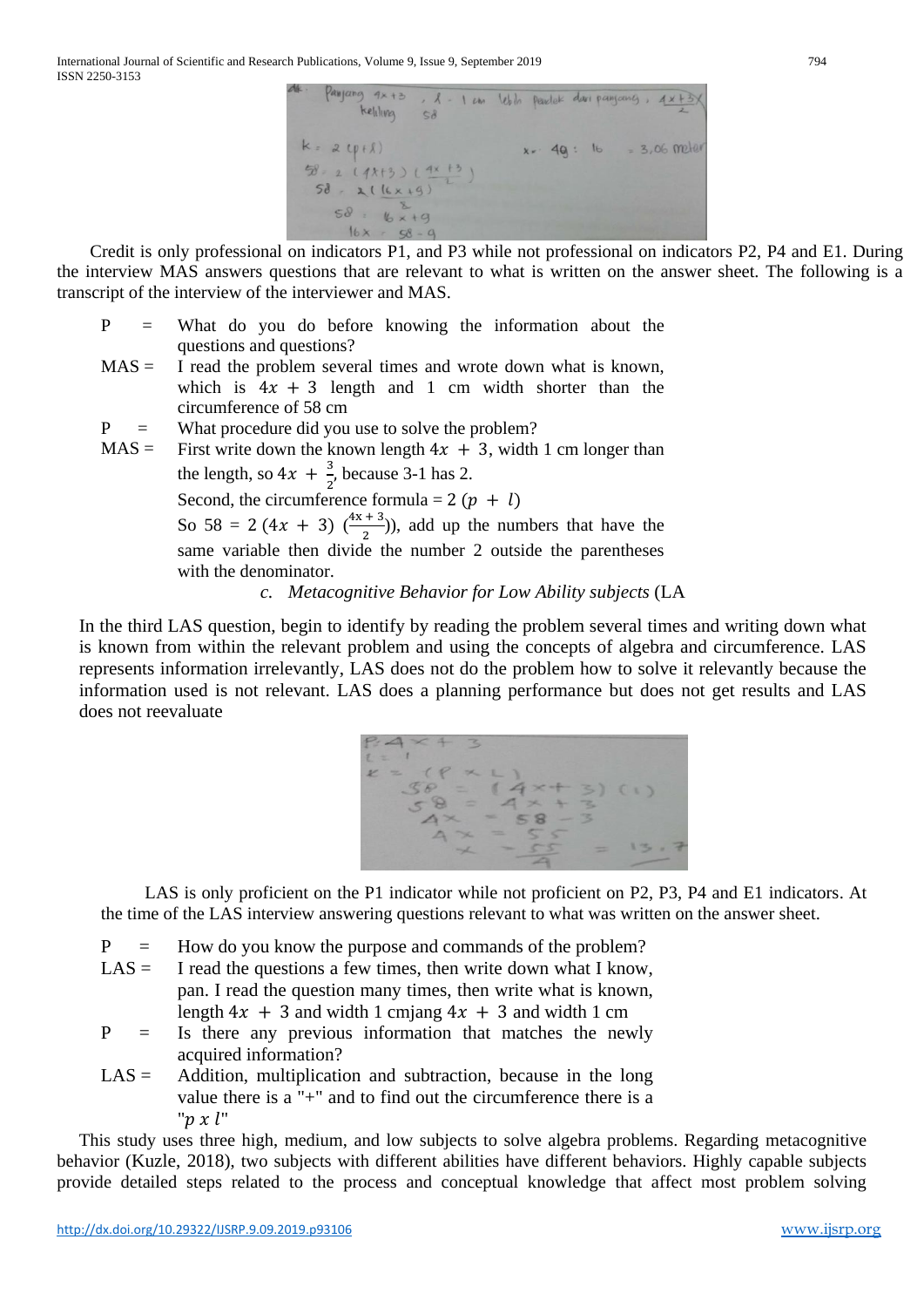Credit is only professional on indicators P1, and P3 while not professional on indicators P2, P4 and E1. During the interview MAS answers questions that are relevant to what is written on the answer sheet. The following is a transcript of the interview of the interviewer and MAS.

P = What do you do before knowing the information about the questions and questions?

MAS = I read the problem several times and wrote down what is known, which is $4x + 3$ length and 1 cm width shorter than the circumference of 58 cm

P = What procedure did you use to solve the problem?

MAS = First write down the known length $4x + 3$, width 1 cm longer than the length, so $4x + \frac{3}{2}$, because 3-1 has 2.

Second, the circumference formula = $2\ (p + l)$

So $58 = 2\ (4x + 3)\ (\frac{4x+3}{2}))$, add up the numbers that have the same variable then divide the number 2 outside the parentheses with the denominator.

*c. Metacognitive Behavior for Low Ability subjects* (LA

In the third LAS question, begin to identify by reading the problem several times and writing down what is known from within the relevant problem and using the concepts of algebra and circumference. LAS represents information irrelevantly, LAS does not do the problem how to solve it relevantly because the information used is not relevant. LAS does a planning performance but does not get results and LAS does not reevaluate

LAS is only proficient on the P1 indicator while not proficient on P2, P3, P4 and E1 indicators. At the time of the LAS interview answering questions relevant to what was written on the answer sheet.

P = How do you know the purpose and commands of the problem?

LAS = I read the questions a few times, then write down what I know, pan. I read the question many times, then write what is known, length $4x + 3$ and width 1 cmjang $4x + 3$ and width 1 cm

P = Is there any previous information that matches the newly acquired information?

LAS = Addition, multiplication and subtraction, because in the long value there is a "+" and to find out the circumference there is a "$p\ x\ l$"

This study uses three high, medium, and low subjects to solve algebra problems. Regarding metacognitive behavior (Kuzle, 2018), two subjects with different abilities have different behaviors. Highly capable subjects provide detailed steps related to the process and conceptual knowledge that affect most problem solving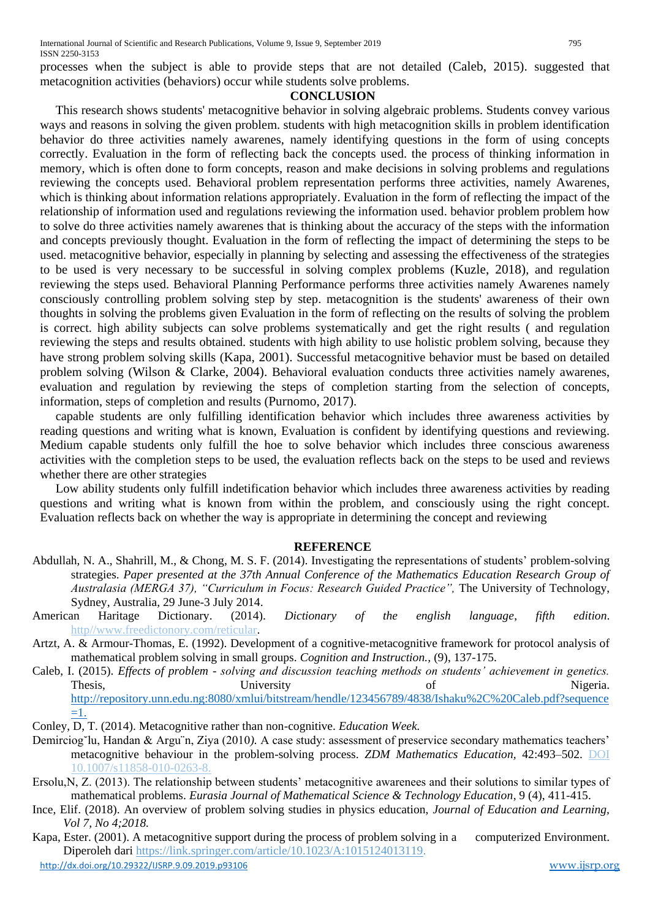processes when the subject is able to provide steps that are not detailed (Caleb, 2015). suggested that metacognition activities (behaviors) occur while students solve problems.

## CONCLUSION

This research shows students' metacognitive behavior in solving algebraic problems. Students convey various ways and reasons in solving the given problem. students with high metacognition skills in problem identification behavior do three activities namely awarenes, namely identifying questions in the form of using concepts correctly. Evaluation in the form of reflecting back the concepts used. the process of thinking information in memory, which is often done to form concepts, reason and make decisions in solving problems and regulations reviewing the concepts used. Behavioral problem representation performs three activities, namely Awarenes, which is thinking about information relations appropriately. Evaluation in the form of reflecting the impact of the relationship of information used and regulations reviewing the information used. behavior problem problem how to solve do three activities namely awarenes that is thinking about the accuracy of the steps with the information and concepts previously thought. Evaluation in the form of reflecting the impact of determining the steps to be used. metacognitive behavior, especially in planning by selecting and assessing the effectiveness of the strategies to be used is very necessary to be successful in solving complex problems (Kuzle, 2018), and regulation reviewing the steps used. Behavioral Planning Performance performs three activities namely Awarenes namely consciously controlling problem solving step by step. metacognition is the students' awareness of their own thoughts in solving the problems given Evaluation in the form of reflecting on the results of solving the problem is correct. high ability subjects can solve problems systematically and get the right results ( and regulation reviewing the steps and results obtained. students with high ability to use holistic problem solving, because they have strong problem solving skills (Kapa, 2001). Successful metacognitive behavior must be based on detailed problem solving (Wilson & Clarke, 2004). Behavioral evaluation conducts three activities namely awarenes, evaluation and regulation by reviewing the steps of completion starting from the selection of concepts, information, steps of completion and results (Purnomo, 2017).

capable students are only fulfilling identification behavior which includes three awareness activities by reading questions and writing what is known, Evaluation is confident by identifying questions and reviewing. Medium capable students only fulfill the hoe to solve behavior which includes three conscious awareness activities with the completion steps to be used, the evaluation reflects back on the steps to be used and reviews whether there are other strategies

Low ability students only fulfill indetification behavior which includes three awareness activities by reading questions and writing what is known from within the problem, and consciously using the right concept. Evaluation reflects back on whether the way is appropriate in determining the concept and reviewing

## REFERENCE

Abdullah, N. A., Shahrill, M., & Chong, M. S. F. (2014). Investigating the representations of students' problem-solving strategies. *Paper presented at the 37th Annual Conference of the Mathematics Education Research Group of Australasia (MERGA 37), "Curriculum in Focus: Research Guided Practice",* The University of Technology, Sydney, Australia, 29 June-3 July 2014.

American Haritage Dictionary. (2014). *Dictionary of the english language, fifth edition*. http//www.freedictonory.com/reticular.

Artzt, A. & Armour-Thomas, E. (1992). Development of a cognitive-metacognitive framework for protocol analysis of mathematical problem solving in small groups. *Cognition and Instruction.*, (9), 137-175.

Caleb, I. (2015). *Effects of problem - solving and discussion teaching methods on students' achievement in genetics.* Thesis, University of Nigeria. http://repository.unn.edu.ng:8080/xmlui/bitstream/hendle/123456789/4838/Ishaku%2C%20Caleb.pdf?sequence=1.

Conley, D, T. (2014). Metacognitive rather than non-cognitive. *Education Week.*

Demircioglu, Handan & Argün, Ziya (2010*).* A case study: assessment of preservice secondary mathematics teachers' metacognitive behaviour in the problem-solving process. *ZDM Mathematics Education*, 42:493–502. DOI 10.1007/s11858-010-0263-8.

Ersolu,N, Z. (2013). The relationship between students' metacognitive awarenees and their solutions to similar types of mathematical problems. *Eurasia Journal of Mathematical Science & Technology Education*, 9 (4), 411-415.

Ince, Elif. (2018). An overview of problem solving studies in physics education, *Journal of Education and Learning, Vol 7, No 4;2018.*

Kapa, Ester. (2001). A metacognitive support during the process of problem solving in a computerized Environment. Diperoleh dari https://link.springer.com/article/10.1023/A:1015124013119.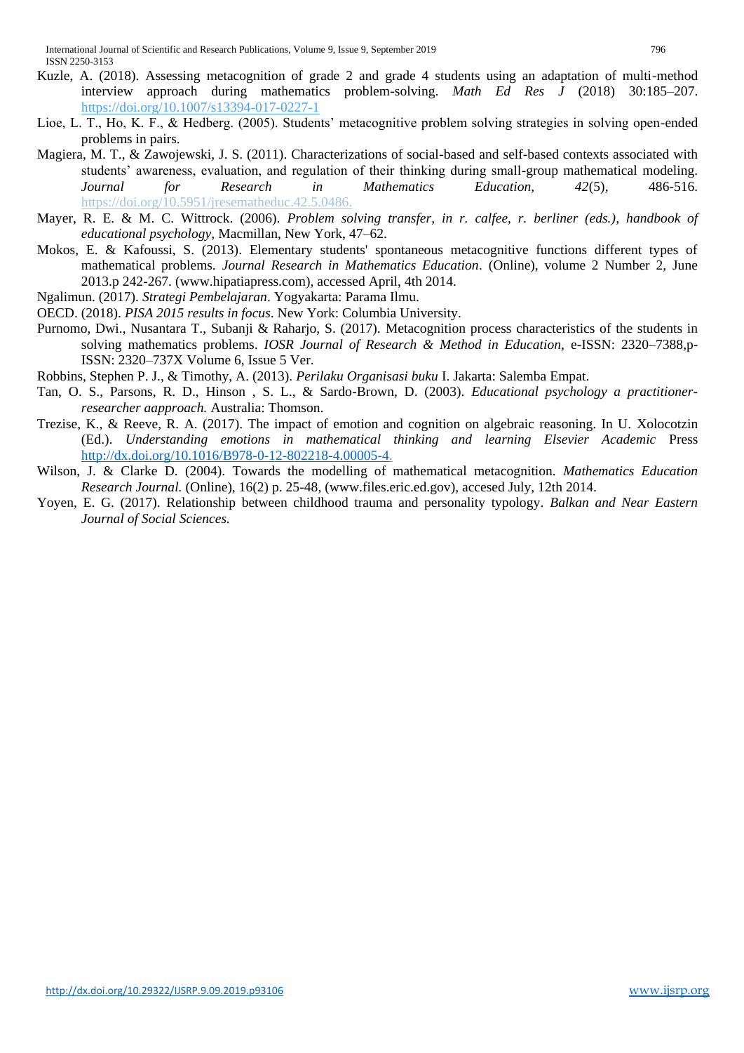Kuzle, A. (2018). Assessing metacognition of grade 2 and grade 4 students using an adaptation of multi-method interview approach during mathematics problem-solving. *Math Ed Res J* (2018) 30:185–207. https://doi.org/10.1007/s13394-017-0227-1

Lioe, L. T., Ho, K. F., & Hedberg. (2005). Students' metacognitive problem solving strategies in solving open-ended problems in pairs.

Magiera, M. T., & Zawojewski, J. S. (2011). Characterizations of social-based and self-based contexts associated with students' awareness, evaluation, and regulation of their thinking during small-group mathematical modeling. *Journal for Research in Mathematics Education, 42*(5), 486-516. https://doi.org/10.5951/jresematheduc.42.5.0486.

Mayer, R. E. & M. C. Wittrock. (2006). *Problem solving transfer, in r. calfee, r. berliner (eds.), handbook of educational psychology,* Macmillan, New York, 47–62.

Mokos, E. & Kafoussi, S. (2013). Elementary students' spontaneous metacognitive functions different types of mathematical problems. *Journal Research in Mathematics Education*. (Online), volume 2 Number 2, June 2013.p 242-267. (www.hipatiapress.com), accessed April, 4th 2014.

Ngalimun. (2017). *Strategi Pembelajaran*. Yogyakarta: Parama Ilmu.

OECD. (2018). *PISA 2015 results in focus*. New York: Columbia University.

Purnomo, Dwi., Nusantara T., Subanji & Raharjo, S. (2017). Metacognition process characteristics of the students in solving mathematics problems. *IOSR Journal of Research & Method in Education,* e-ISSN: 2320–7388,p-ISSN: 2320–737X Volume 6, Issue 5 Ver.

Robbins, Stephen P. J., & Timothy, A. (2013). *Perilaku Organisasi buku* I. Jakarta: Salemba Empat.

Tan, O. S., Parsons, R. D., Hinson , S. L., & Sardo-Brown, D. (2003). *Educational psychology a practitioner-researcher aapproach.* Australia: Thomson.

Trezise, K., & Reeve, R. A. (2017). The impact of emotion and cognition on algebraic reasoning. In U. Xolocotzin (Ed.). *Understanding emotions in mathematical thinking and learning Elsevier Academic* Press http://dx.doi.org/10.1016/B978-0-12-802218-4.00005-4.

Wilson, J. & Clarke D. (2004). Towards the modelling of mathematical metacognition. *Mathematics Education Research Journal.* (Online), 16(2) p. 25-48, (www.files.eric.ed.gov), accesed July, 12th 2014.

Yoyen, E. G. (2017). Relationship between childhood trauma and personality typology. *Balkan and Near Eastern Journal of Social Sciences.*